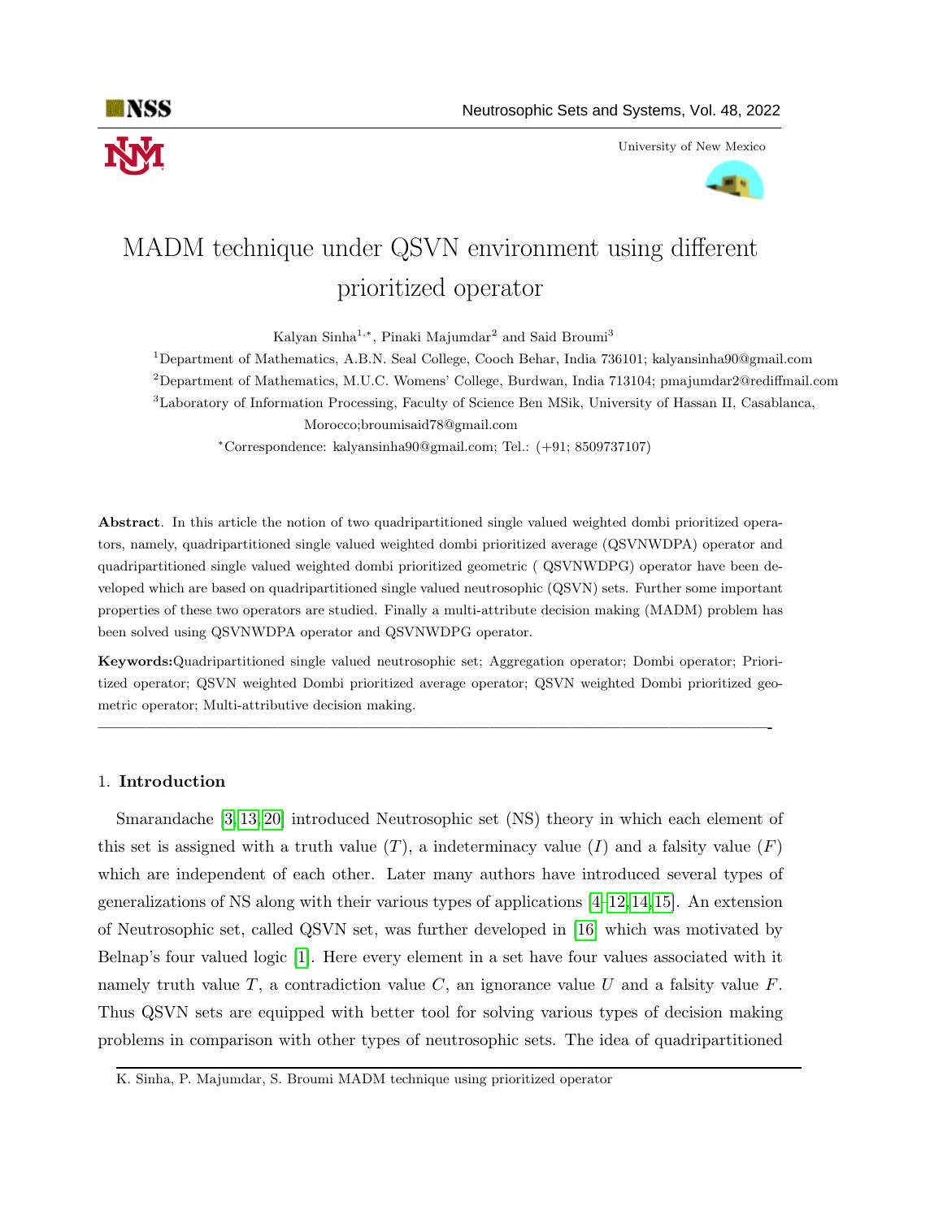᐀
# MADM technique under QSVN environment using different prioritized operator

Kalyan Sinha[1,*], Pinaki Majumdar[2] and Said Broumi[3]

[1]Department of Mathematics, A.B.N. Seal College, Cooch Behar, India 736101; kalyansinha90@gmail.com

[2]Department of Mathematics, M.U.C. Womens' College, Burdwan, India 713104; pmajumdar2@rediffmail.com

[3]Laboratory of Information Processing, Faculty of Science Ben MSik, University of Hassan II, Casablanca, Morocco;broumisaid78@gmail.com

*Correspondence: kalyansinha90@gmail.com; Tel.: (+91; 8509737107)

**Abstract**. In this article the notion of two quadripartitioned single valued weighted dombi prioritized operators, namely, quadripartitioned single valued weighted dombi prioritized average (QSVNWDPA) operator and quadripartitioned single valued weighted dombi prioritized geometric ( QSVNWDPG) operator have been developed which are based on quadripartitioned single valued neutrosophic (QSVN) sets. Further some important properties of these two operators are studied. Finally a multi-attribute decision making (MADM) problem has been solved using QSVNWDPA operator and QSVNWDPG operator.

**Keywords:**Quadripartitioned single valued neutrosophic set; Aggregation operator; Dombi operator; Prioritized operator; QSVN weighted Dombi prioritized average operator; QSVN weighted Dombi prioritized geometric operator; Multi-attributive decision making.

---

## 1. Introduction

Smarandache [3, 13, 20] introduced Neutrosophic set (NS) theory in which each element of this set is assigned with a truth value ($T$), a indeterminacy value ($I$) and a falsity value ($F$) which are independent of each other. Later many authors have introduced several types of generalizations of NS along with their various types of applications [4–12, 14, 15]. An extension of Neutrosophic set, called QSVN set, was further developed in [16] which was motivated by Belnap's four valued logic [1]. Here every element in a set have four values associated with it namely truth value $T$, a contradiction value $C$, an ignorance value $U$ and a falsity value $F$. Thus QSVN sets are equipped with better tool for solving various types of decision making problems in comparison with other types of neutrosophic sets. The idea of quadripartitioned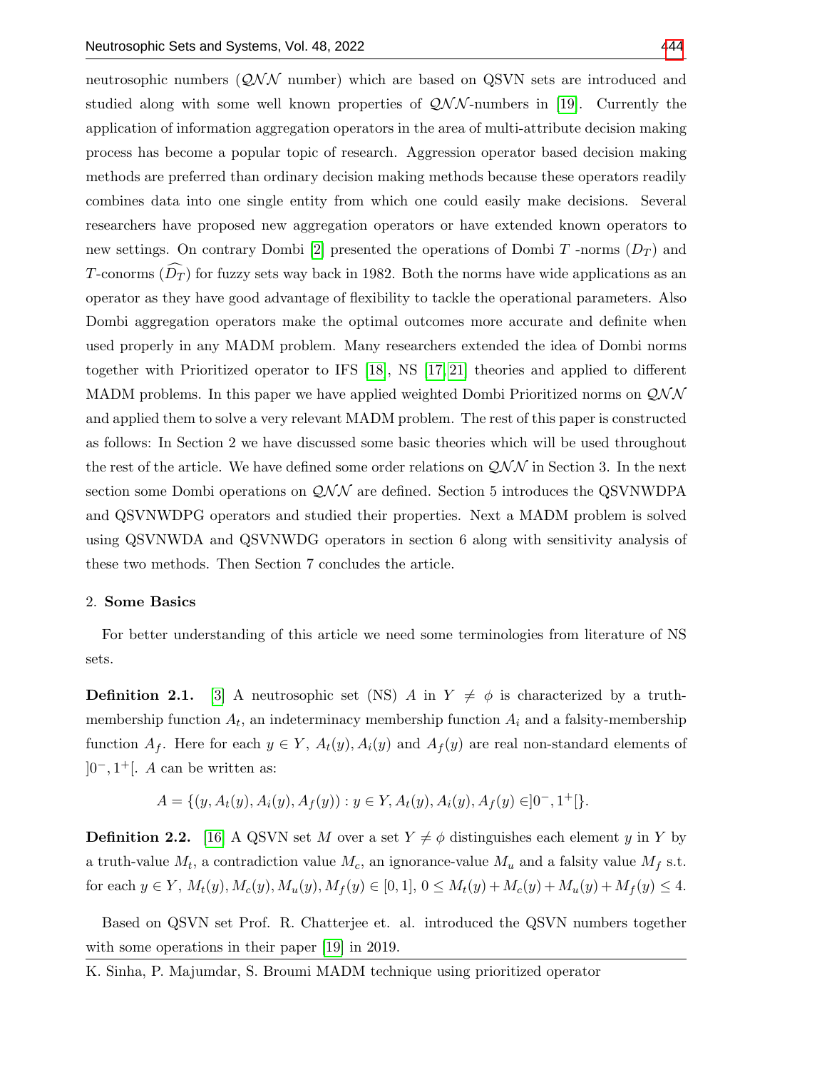neutrosophic numbers ($\mathcal{QNN}$ number) which are based on QSVN sets are introduced and studied along with some well known properties of $\mathcal{QNN}$-numbers in [19]. Currently the application of information aggregation operators in the area of multi-attribute decision making process has become a popular topic of research. Aggression operator based decision making methods are preferred than ordinary decision making methods because these operators readily combines data into one single entity from which one could easily make decisions. Several researchers have proposed new aggregation operators or have extended known operators to new settings. On contrary Dombi [2] presented the operations of Dombi $T$ -norms ($D_T$) and $T$-conorms ($\widehat{D_T}$) for fuzzy sets way back in 1982. Both the norms have wide applications as an operator as they have good advantage of flexibility to tackle the operational parameters. Also Dombi aggregation operators make the optimal outcomes more accurate and definite when used properly in any MADM problem. Many researchers extended the idea of Dombi norms together with Prioritized operator to IFS [18], NS [17, 21] theories and applied to different MADM problems. In this paper we have applied weighted Dombi Prioritized norms on $\mathcal{QNN}$ and applied them to solve a very relevant MADM problem. The rest of this paper is constructed as follows: In Section 2 we have discussed some basic theories which will be used throughout the rest of the article. We have defined some order relations on $\mathcal{QNN}$ in Section 3. In the next section some Dombi operations on $\mathcal{QNN}$ are defined. Section 5 introduces the QSVNWDPA and QSVNWDPG operators and studied their properties. Next a MADM problem is solved using QSVNWDA and QSVNWDG operators in section 6 along with sensitivity analysis of these two methods. Then Section 7 concludes the article.

## 2. Some Basics

For better understanding of this article we need some terminologies from literature of NS sets.

**Definition 2.1.** [3] A neutrosophic set (NS) $A$ in $Y \neq \phi$ is characterized by a truth-membership function $A_t$, an indeterminacy membership function $A_i$ and a falsity-membership function $A_f$. Here for each $y \in Y$, $A_t(y), A_i(y)$ and $A_f(y)$ are real non-standard elements of $]0^-, 1^+[$. $A$ can be written as:

$$A = \{(y, A_t(y), A_i(y), A_f(y)) : y \in Y, A_t(y), A_i(y), A_f(y) \in ]0^-, 1^+[\}.$$

**Definition 2.2.** [16] A QSVN set $M$ over a set $Y \neq \phi$ distinguishes each element $y$ in $Y$ by a truth-value $M_t$, a contradiction value $M_c$, an ignorance-value $M_u$ and a falsity value $M_f$ s.t. for each $y \in Y$, $M_t(y), M_c(y), M_u(y), M_f(y) \in [0, 1]$, $0 \leq M_t(y) + M_c(y) + M_u(y) + M_f(y) \leq 4$.

Based on QSVN set Prof. R. Chatterjee et. al. introduced the QSVN numbers together with some operations in their paper [19] in 2019.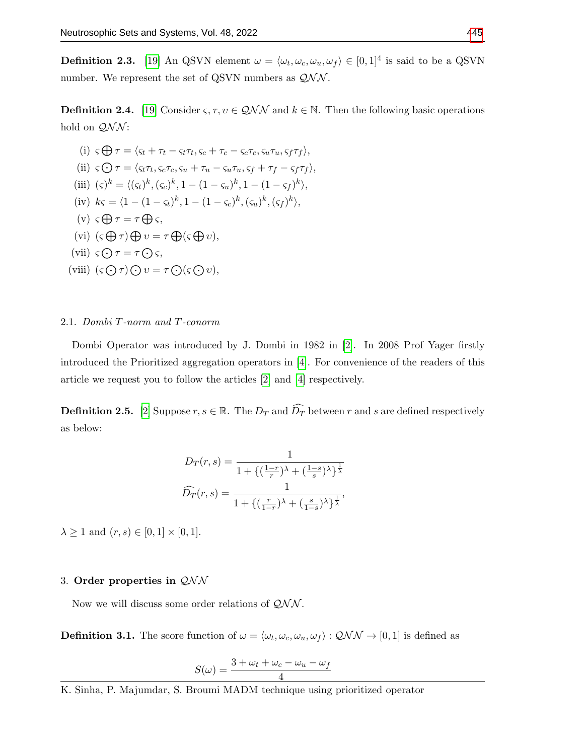**Definition 2.3.** [19] An QSVN element $\omega = \langle \omega_t, \omega_c, \omega_u, \omega_f \rangle \in [0,1]^4$ is said to be a QSVN number. We represent the set of QSVN numbers as $\mathcal{QNN}$.

**Definition 2.4.** [19] Consider $\varsigma, \tau, \upsilon \in \mathcal{QNN}$ and $k \in \mathbb{N}$. Then the following basic operations hold on $\mathcal{QNN}$:

(i) $\varsigma \bigoplus \tau = \langle \varsigma_t + \tau_t - \varsigma_t\tau_t, \varsigma_c + \tau_c - \varsigma_c\tau_c, \varsigma_u\tau_u, \varsigma_f\tau_f \rangle$,

(ii) $\varsigma \bigodot \tau = \langle \varsigma_t\tau_t, \varsigma_c\tau_c, \varsigma_u + \tau_u - \varsigma_u\tau_u, \varsigma_f + \tau_f - \varsigma_f\tau_f \rangle$,

(iii) $(\varsigma)^k = \langle (\varsigma_t)^k, (\varsigma_c)^k, 1-(1-\varsigma_u)^k, 1-(1-\varsigma_f)^k \rangle$,

(iv) $k\varsigma = \langle 1-(1-\varsigma_t)^k, 1-(1-\varsigma_c)^k, (\varsigma_u)^k, (\varsigma_f)^k \rangle$,

(v) $\varsigma \bigoplus \tau = \tau \bigoplus \varsigma$,

(vi) $(\varsigma \bigoplus \tau) \bigoplus \upsilon = \tau \bigoplus (\varsigma \bigoplus \upsilon)$,

(vii) $\varsigma \bigodot \tau = \tau \bigodot \varsigma$,

(viii) $(\varsigma \bigodot \tau) \bigodot \upsilon = \tau \bigodot (\varsigma \bigodot \upsilon)$,

## 2.1. *Dombi T-norm and T-conorm*

Dombi Operator was introduced by J. Dombi in 1982 in [2]. In 2008 Prof Yager firstly introduced the Prioritized aggregation operators in [4]. For convenience of the readers of this article we request you to follow the articles [2] and [4] respectively.

**Definition 2.5.** [2] Suppose $r, s \in \mathbb{R}$. The $D_T$ and $\widehat{D_T}$ between $r$ and $s$ are defined respectively as below:

$$D_T(r,s) = \frac{1}{1 + \{(\frac{1-r}{r})^\lambda + (\frac{1-s}{s})^\lambda\}^{\frac{1}{\lambda}}}$$

$$\widehat{D_T}(r,s) = \frac{1}{1 + \{(\frac{r}{1-r})^\lambda + (\frac{s}{1-s})^\lambda\}^{\frac{1}{\lambda}}},$$

$\lambda \geq 1$ and $(r,s) \in [0,1] \times [0,1]$.

## 3. **Order properties in $\mathcal{QNN}$**

Now we will discuss some order relations of $\mathcal{QNN}$.

**Definition 3.1.** The score function of $\omega = \langle \omega_t, \omega_c, \omega_u, \omega_f \rangle : \mathcal{QNN} \to [0,1]$ is defined as

$$S(\omega) = \frac{3 + \omega_t + \omega_c - \omega_u - \omega_f}{4}$$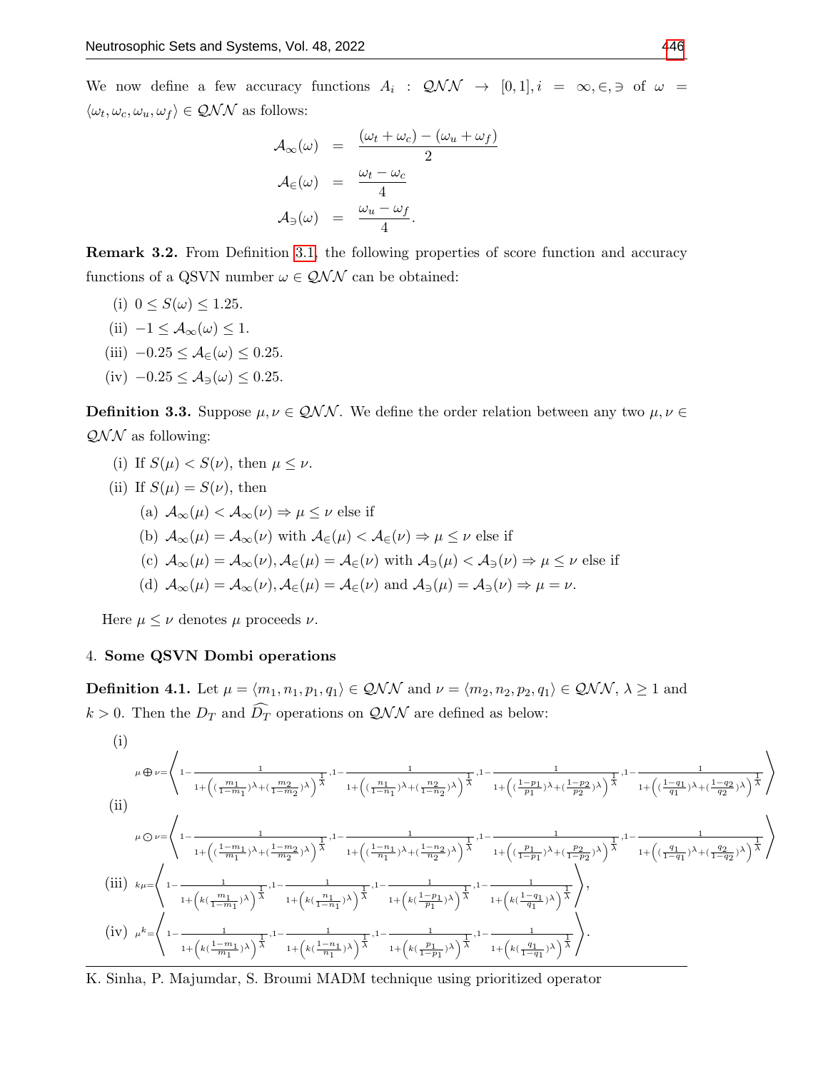We now define a few accuracy functions $A_i : \mathcal{QNN} \rightarrow [0,1], i = \infty, \in, \ni$ of $\omega = \langle \omega_t, \omega_c, \omega_u, \omega_f \rangle \in \mathcal{QNN}$ as follows:

$$
\begin{aligned}
\mathcal{A}_{\infty}(\omega) &= \frac{(\omega_t + \omega_c) - (\omega_u + \omega_f)}{2} \\
\mathcal{A}_{\in}(\omega) &= \frac{\omega_t - \omega_c}{4} \\
\mathcal{A}_{\ni}(\omega) &= \frac{\omega_u - \omega_f}{4}.
\end{aligned}
$$

**Remark 3.2.** From Definition 3.1, the following properties of score function and accuracy functions of a QSVN number $\omega \in \mathcal{QNN}$ can be obtained:

(i) $0 \leq S(\omega) \leq 1.25$.

(ii) $-1 \leq \mathcal{A}_{\infty}(\omega) \leq 1$.

(iii) $-0.25 \leq \mathcal{A}_{\in}(\omega) \leq 0.25$.

(iv) $-0.25 \leq \mathcal{A}_{\ni}(\omega) \leq 0.25$.

**Definition 3.3.** Suppose $\mu, \nu \in \mathcal{QNN}$. We define the order relation between any two $\mu, \nu \in \mathcal{QNN}$ as following:

(i) If $S(\mu) < S(\nu)$, then $\mu \leq \nu$.

(ii) If $S(\mu) = S(\nu)$, then

  (a) $\mathcal{A}_{\infty}(\mu) < \mathcal{A}_{\infty}(\nu) \Rightarrow \mu \leq \nu$ else if

  (b) $\mathcal{A}_{\infty}(\mu) = \mathcal{A}_{\infty}(\nu)$ with $\mathcal{A}_{\in}(\mu) < \mathcal{A}_{\in}(\nu) \Rightarrow \mu \leq \nu$ else if

  (c) $\mathcal{A}_{\infty}(\mu) = \mathcal{A}_{\infty}(\nu), \mathcal{A}_{\in}(\mu) = \mathcal{A}_{\in}(\nu)$ with $\mathcal{A}_{\ni}(\mu) < \mathcal{A}_{\ni}(\nu) \Rightarrow \mu \leq \nu$ else if

  (d) $\mathcal{A}_{\infty}(\mu) = \mathcal{A}_{\infty}(\nu), \mathcal{A}_{\in}(\mu) = \mathcal{A}_{\in}(\nu)$ and $\mathcal{A}_{\ni}(\mu) = \mathcal{A}_{\ni}(\nu) \Rightarrow \mu = \nu$.

Here $\mu \leq \nu$ denotes $\mu$ proceeds $\nu$.

## 4. Some QSVN Dombi operations

**Definition 4.1.** Let $\mu = \langle m_1, n_1, p_1, q_1 \rangle \in \mathcal{QNN}$ and $\nu = \langle m_2, n_2, p_2, q_1 \rangle \in \mathcal{QNN}$, $\lambda \geq 1$ and $k > 0$. Then the $D_T$ and $\widehat{D_T}$ operations on $\mathcal{QNN}$ are defined as below:

(i)

$$
\mu \oplus \nu = \left\langle 1 - \frac{1}{1 + \left( (\frac{m_1}{1-m_1})^{\lambda} + (\frac{m_2}{1-m_2})^{\lambda} \right)^{\frac{1}{\lambda}}}, 1 - \frac{1}{1 + \left( (\frac{n_1}{1-n_1})^{\lambda} + (\frac{n_2}{1-n_2})^{\lambda} \right)^{\frac{1}{\lambda}}}, 1 - \frac{1}{1 + \left( (\frac{1-p_1}{p_1})^{\lambda} + (\frac{1-p_2}{p_2})^{\lambda} \right)^{\frac{1}{\lambda}}}, 1 - \frac{1}{1 + \left( (\frac{1-q_1}{q_1})^{\lambda} + (\frac{1-q_2}{q_2})^{\lambda} \right)^{\frac{1}{\lambda}}} \right\rangle
$$

(ii)

$$
\mu \odot \nu = \left\langle 1 - \frac{1}{1 + \left( (\frac{1-m_1}{m_1})^{\lambda} + (\frac{1-m_2}{m_2})^{\lambda} \right)^{\frac{1}{\lambda}}}, 1 - \frac{1}{1 + \left( (\frac{1-n_1}{n_1})^{\lambda} + (\frac{1-n_2}{n_2})^{\lambda} \right)^{\frac{1}{\lambda}}}, 1 - \frac{1}{1 + \left( (\frac{p_1}{1-p_1})^{\lambda} + (\frac{p_2}{1-p_2})^{\lambda} \right)^{\frac{1}{\lambda}}}, 1 - \frac{1}{1 + \left( (\frac{q_1}{1-q_1})^{\lambda} + (\frac{q_2}{1-q_2})^{\lambda} \right)^{\frac{1}{\lambda}}} \right\rangle
$$

(iii)

$$
k\mu = \left\langle 1 - \frac{1}{1 + \left( k(\frac{m_1}{1-m_1})^{\lambda} \right)^{\frac{1}{\lambda}}}, 1 - \frac{1}{1 + \left( k(\frac{n_1}{1-n_1})^{\lambda} \right)^{\frac{1}{\lambda}}}, 1 - \frac{1}{1 + \left( k(\frac{1-p_1}{p_1})^{\lambda} \right)^{\frac{1}{\lambda}}}, 1 - \frac{1}{1 + \left( k(\frac{1-q_1}{q_1})^{\lambda} \right)^{\frac{1}{\lambda}}} \right\rangle,
$$

(iv)

$$
\mu^k = \left\langle 1 - \frac{1}{1 + \left( k(\frac{1-m_1}{m_1})^{\lambda} \right)^{\frac{1}{\lambda}}}, 1 - \frac{1}{1 + \left( k(\frac{1-n_1}{n_1})^{\lambda} \right)^{\frac{1}{\lambda}}}, 1 - \frac{1}{1 + \left( k(\frac{p_1}{1-p_1})^{\lambda} \right)^{\frac{1}{\lambda}}}, 1 - \frac{1}{1 + \left( k(\frac{q_1}{1-q_1})^{\lambda} \right)^{\frac{1}{\lambda}}} \right\rangle.
$$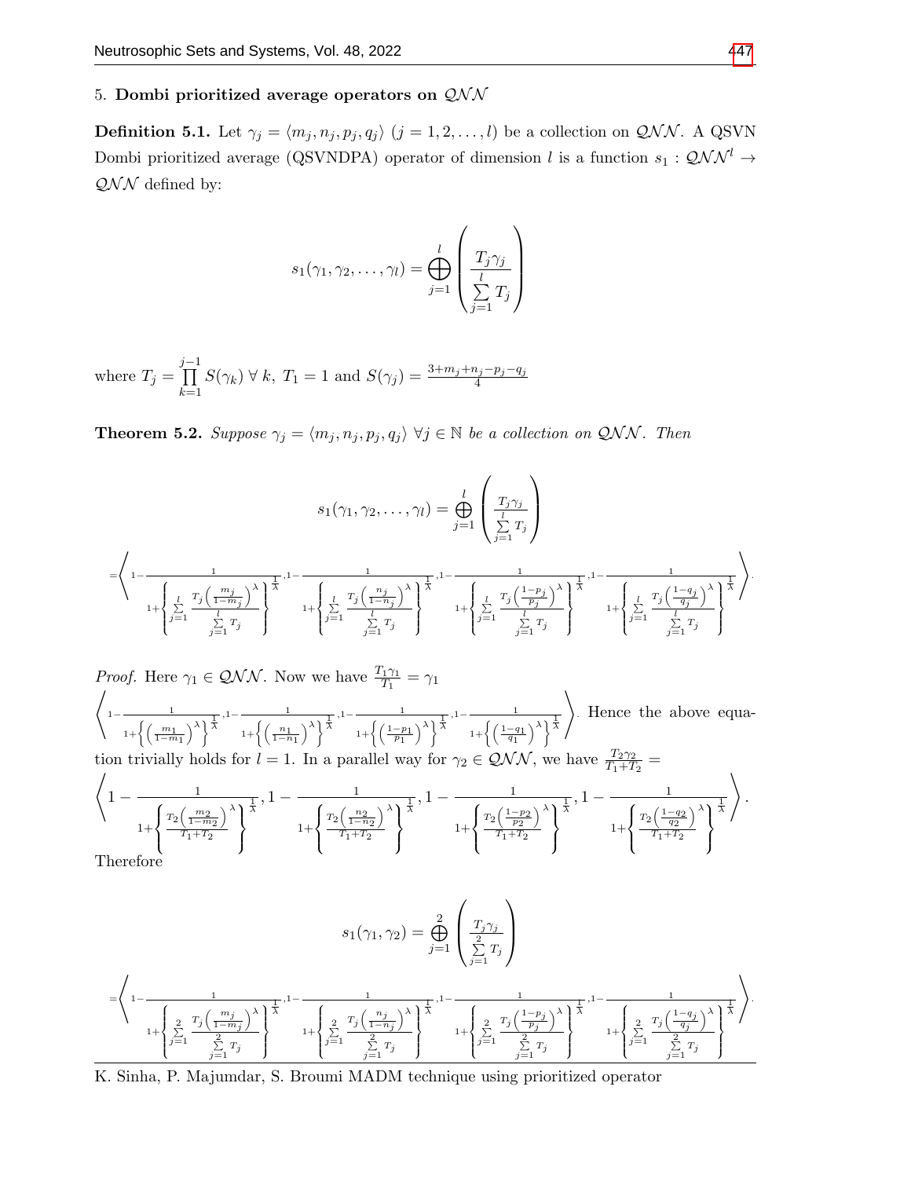## 5. Dombi prioritized average operators on $\mathcal{QNN}$

**Definition 5.1.** Let $\gamma_j = \langle m_j, n_j, p_j, q_j \rangle$ $(j = 1, 2, \ldots, l)$ be a collection on $\mathcal{QNN}$. A QSVN Dombi prioritized average (QSVNDPA) operator of dimension $l$ is a function $s_1 : \mathcal{QNN}^l \rightarrow \mathcal{QNN}$ defined by:

$$s_1(\gamma_1, \gamma_2, \ldots, \gamma_l) = \bigoplus_{j=1}^{l} \left( \frac{T_j \gamma_j}{\sum\limits_{j=1}^{l} T_j} \right)$$

where $T_j = \prod\limits_{k=1}^{j-1} S(\gamma_k)\ \forall\, k,\ T_1 = 1$ and $S(\gamma_j) = \frac{3+m_j+n_j-p_j-q_j}{4}$

**Theorem 5.2.** *Suppose $\gamma_j = \langle m_j, n_j, p_j, q_j \rangle$ $\forall j \in \mathbb{N}$ be a collection on $\mathcal{QNN}$. Then*

$$s_1(\gamma_1, \gamma_2, \ldots, \gamma_l) = \bigoplus_{j=1}^{l} \left( \frac{T_j \gamma_j}{\sum\limits_{j=1}^{l} T_j} \right)$$

$$= \left\langle 1 - \frac{1}{1 + \left\{ \sum\limits_{j=1}^{l} \frac{T_j \left( \frac{m_j}{1-m_j} \right)^{\lambda}}{\sum\limits_{j=1}^{l} T_j} \right\}^{\frac{1}{\lambda}}}, 1 - \frac{1}{1 + \left\{ \sum\limits_{j=1}^{l} \frac{T_j \left( \frac{n_j}{1-n_j} \right)^{\lambda}}{\sum\limits_{j=1}^{l} T_j} \right\}^{\frac{1}{\lambda}}}, 1 - \frac{1}{1 + \left\{ \sum\limits_{j=1}^{l} \frac{T_j \left( \frac{1-p_j}{p_j} \right)^{\lambda}}{\sum\limits_{j=1}^{l} T_j} \right\}^{\frac{1}{\lambda}}}, 1 - \frac{1}{1 + \left\{ \sum\limits_{j=1}^{l} \frac{T_j \left( \frac{1-q_j}{q_j} \right)^{\lambda}}{\sum\limits_{j=1}^{l} T_j} \right\}^{\frac{1}{\lambda}}} \right\rangle.$$

*Proof.* Here $\gamma_1 \in \mathcal{QNN}$. Now we have $\frac{T_1 \gamma_1}{T_1} = \gamma_1$

$$\left\langle 1 - \frac{1}{1 + \left\{ \left( \frac{m_1}{1-m_1} \right)^{\lambda} \right\}^{\frac{1}{\lambda}}}, 1 - \frac{1}{1 + \left\{ \left( \frac{n_1}{1-n_1} \right)^{\lambda} \right\}^{\frac{1}{\lambda}}}, 1 - \frac{1}{1 + \left\{ \left( \frac{1-p_1}{p_1} \right)^{\lambda} \right\}^{\frac{1}{\lambda}}}, 1 - \frac{1}{1 + \left\{ \left( \frac{1-q_1}{q_1} \right)^{\lambda} \right\}^{\frac{1}{\lambda}}} \right\rangle.$$

Hence the above equation trivially holds for $l = 1$. In a parallel way for $\gamma_2 \in \mathcal{QNN}$, we have $\frac{T_2 \gamma_2}{T_1 + T_2} =$

$$\left\langle 1 - \frac{1}{1 + \left\{ \frac{T_2 \left( \frac{m_2}{1-m_2} \right)^{\lambda}}{T_1 + T_2} \right\}^{\frac{1}{\lambda}}}, 1 - \frac{1}{1 + \left\{ \frac{T_2 \left( \frac{n_2}{1-n_2} \right)^{\lambda}}{T_1 + T_2} \right\}^{\frac{1}{\lambda}}}, 1 - \frac{1}{1 + \left\{ \frac{T_2 \left( \frac{1-p_2}{p_2} \right)^{\lambda}}{T_1 + T_2} \right\}^{\frac{1}{\lambda}}}, 1 - \frac{1}{1 + \left\{ \frac{T_2 \left( \frac{1-q_2}{q_2} \right)^{\lambda}}{T_1 + T_2} \right\}^{\frac{1}{\lambda}}} \right\rangle.$$

Therefore

$$s_1(\gamma_1, \gamma_2) = \bigoplus_{j=1}^{2} \left( \frac{T_j \gamma_j}{\sum\limits_{j=1}^{2} T_j} \right)$$

$$= \left\langle 1 - \frac{1}{1 + \left\{ \sum\limits_{j=1}^{2} \frac{T_j \left( \frac{m_j}{1-m_j} \right)^{\lambda}}{\sum\limits_{j=1}^{2} T_j} \right\}^{\frac{1}{\lambda}}}, 1 - \frac{1}{1 + \left\{ \sum\limits_{j=1}^{2} \frac{T_j \left( \frac{n_j}{1-n_j} \right)^{\lambda}}{\sum\limits_{j=1}^{2} T_j} \right\}^{\frac{1}{\lambda}}}, 1 - \frac{1}{1 + \left\{ \sum\limits_{j=1}^{2} \frac{T_j \left( \frac{1-p_j}{p_j} \right)^{\lambda}}{\sum\limits_{j=1}^{2} T_j} \right\}^{\frac{1}{\lambda}}}, 1 - \frac{1}{1 + \left\{ \sum\limits_{j=1}^{2} \frac{T_j \left( \frac{1-q_j}{q_j} \right)^{\lambda}}{\sum\limits_{j=1}^{2} T_j} \right\}^{\frac{1}{\lambda}}} \right\rangle.$$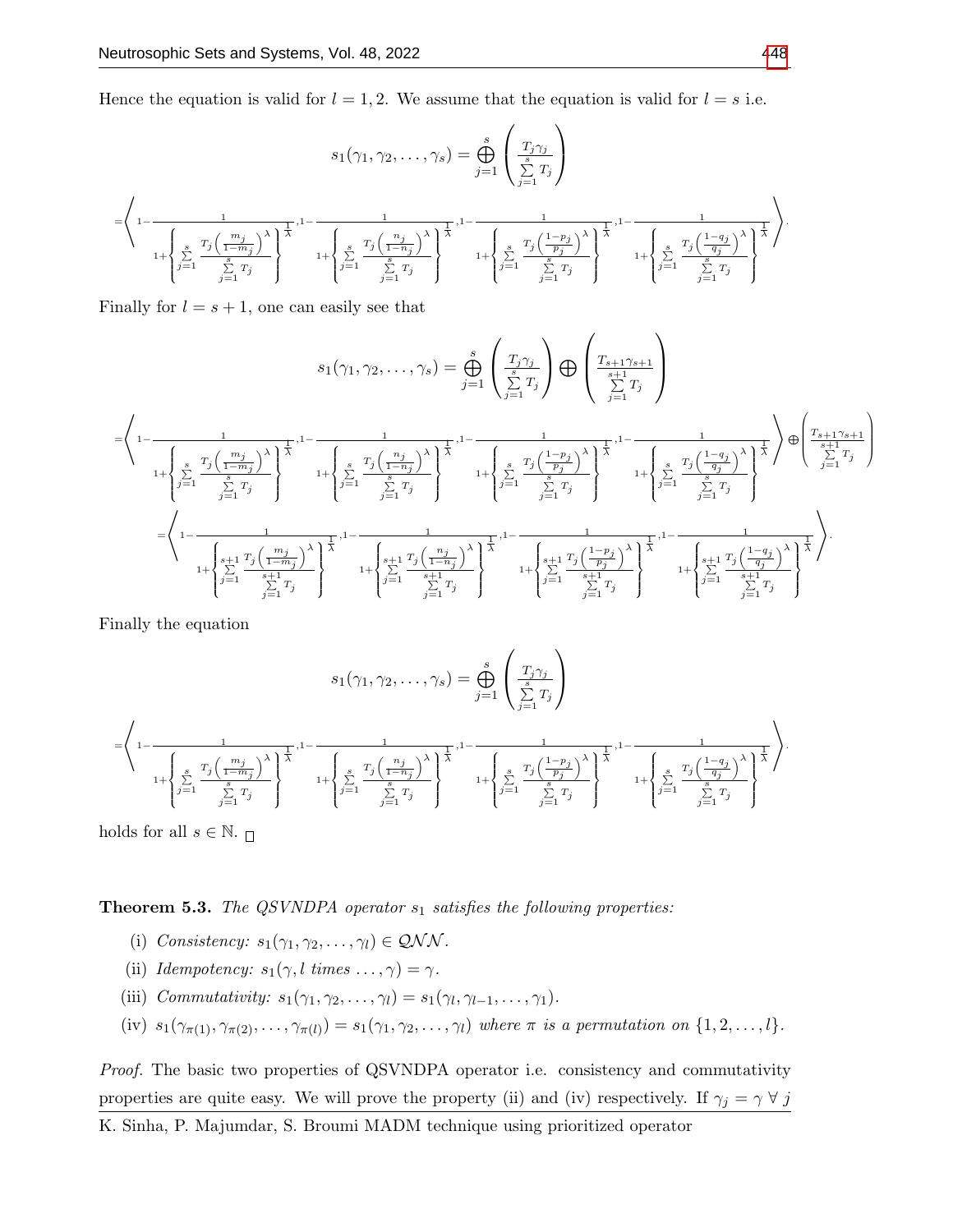Hence the equation is valid for $l = 1, 2$. We assume that the equation is valid for $l = s$ i.e.

$$s_1(\gamma_1, \gamma_2, \ldots, \gamma_s) = \bigoplus_{j=1}^{s} \left( \frac{T_j \gamma_j}{\sum_{j=1}^{s} T_j} \right)$$

$$= \left\langle 1 - \frac{1}{1 + \left\{ \sum_{j=1}^{s} \frac{T_j \left( \frac{m_j}{1-m_j} \right)^{\lambda}}{\sum_{j=1}^{s} T_j} \right\}^{\frac{1}{\lambda}}}, 1 - \frac{1}{1 + \left\{ \sum_{j=1}^{s} \frac{T_j \left( \frac{n_j}{1-n_j} \right)^{\lambda}}{\sum_{j=1}^{s} T_j} \right\}^{\frac{1}{\lambda}}}, 1 - \frac{1}{1 + \left\{ \sum_{j=1}^{s} \frac{T_j \left( \frac{1-p_j}{p_j} \right)^{\lambda}}{\sum_{j=1}^{s} T_j} \right\}^{\frac{1}{\lambda}}}, 1 - \frac{1}{1 + \left\{ \sum_{j=1}^{s} \frac{T_j \left( \frac{1-q_j}{q_j} \right)^{\lambda}}{\sum_{j=1}^{s} T_j} \right\}^{\frac{1}{\lambda}}} \right\rangle.$$

Finally for $l = s + 1$, one can easily see that

$$s_1(\gamma_1, \gamma_2, \ldots, \gamma_s) = \bigoplus_{j=1}^{s} \left( \frac{T_j \gamma_j}{\sum_{j=1}^{s} T_j} \right) \bigoplus \left( \frac{T_{s+1} \gamma_{s+1}}{\sum_{j=1}^{s+1} T_j} \right)$$

$$= \left\langle 1 - \frac{1}{1 + \left\{ \sum_{j=1}^{s} \frac{T_j \left( \frac{m_j}{1-m_j} \right)^{\lambda}}{\sum_{j=1}^{s} T_j} \right\}^{\frac{1}{\lambda}}}, 1 - \frac{1}{1 + \left\{ \sum_{j=1}^{s} \frac{T_j \left( \frac{n_j}{1-n_j} \right)^{\lambda}}{\sum_{j=1}^{s} T_j} \right\}^{\frac{1}{\lambda}}}, 1 - \frac{1}{1 + \left\{ \sum_{j=1}^{s} \frac{T_j \left( \frac{1-p_j}{p_j} \right)^{\lambda}}{\sum_{j=1}^{s} T_j} \right\}^{\frac{1}{\lambda}}}, 1 - \frac{1}{1 + \left\{ \sum_{j=1}^{s} \frac{T_j \left( \frac{1-q_j}{q_j} \right)^{\lambda}}{\sum_{j=1}^{s} T_j} \right\}^{\frac{1}{\lambda}}} \right\rangle \oplus \left( \frac{T_{s+1} \gamma_{s+1}}{\sum_{j=1}^{s+1} T_j} \right)$$

$$= \left\langle 1 - \frac{1}{1 + \left\{ \sum_{j=1}^{s+1} \frac{T_j \left( \frac{m_j}{1-m_j} \right)^{\lambda}}{\sum_{j=1}^{s+1} T_j} \right\}^{\frac{1}{\lambda}}}, 1 - \frac{1}{1 + \left\{ \sum_{j=1}^{s+1} \frac{T_j \left( \frac{n_j}{1-n_j} \right)^{\lambda}}{\sum_{j=1}^{s+1} T_j} \right\}^{\frac{1}{\lambda}}}, 1 - \frac{1}{1 + \left\{ \sum_{j=1}^{s+1} \frac{T_j \left( \frac{1-p_j}{p_j} \right)^{\lambda}}{\sum_{j=1}^{s+1} T_j} \right\}^{\frac{1}{\lambda}}}, 1 - \frac{1}{1 + \left\{ \sum_{j=1}^{s+1} \frac{T_j \left( \frac{1-q_j}{q_j} \right)^{\lambda}}{\sum_{j=1}^{s+1} T_j} \right\}^{\frac{1}{\lambda}}} \right\rangle.$$

Finally the equation

$$s_1(\gamma_1, \gamma_2, \ldots, \gamma_s) = \bigoplus_{j=1}^{s} \left( \frac{T_j \gamma_j}{\sum_{j=1}^{s} T_j} \right)$$

$$= \left\langle 1 - \frac{1}{1 + \left\{ \sum_{j=1}^{s} \frac{T_j \left( \frac{m_j}{1-m_j} \right)^{\lambda}}{\sum_{j=1}^{s} T_j} \right\}^{\frac{1}{\lambda}}}, 1 - \frac{1}{1 + \left\{ \sum_{j=1}^{s} \frac{T_j \left( \frac{n_j}{1-n_j} \right)^{\lambda}}{\sum_{j=1}^{s} T_j} \right\}^{\frac{1}{\lambda}}}, 1 - \frac{1}{1 + \left\{ \sum_{j=1}^{s} \frac{T_j \left( \frac{1-p_j}{p_j} \right)^{\lambda}}{\sum_{j=1}^{s} T_j} \right\}^{\frac{1}{\lambda}}}, 1 - \frac{1}{1 + \left\{ \sum_{j=1}^{s} \frac{T_j \left( \frac{1-q_j}{q_j} \right)^{\lambda}}{\sum_{j=1}^{s} T_j} \right\}^{\frac{1}{\lambda}}} \right\rangle.$$

holds for all $s \in \mathbb{N}$. □

**Theorem 5.3.** *The QSVNDPA operator $s_1$ satisfies the following properties:*

(i) *Consistency:* $s_1(\gamma_1, \gamma_2, \ldots, \gamma_l) \in \mathcal{QNN}$.

(ii) *Idempotency:* $s_1(\gamma, l \text{ times } \ldots, \gamma) = \gamma$.

(iii) *Commutativity:* $s_1(\gamma_1, \gamma_2, \ldots, \gamma_l) = s_1(\gamma_l, \gamma_{l-1}, \ldots, \gamma_1)$.

(iv) $s_1(\gamma_{\pi(1)}, \gamma_{\pi(2)}, \ldots, \gamma_{\pi(l)}) = s_1(\gamma_1, \gamma_2, \ldots, \gamma_l)$ *where $\pi$ is a permutation on $\{1, 2, \ldots, l\}$.*

*Proof.* The basic two properties of QSVNDPA operator i.e. consistency and commutativity properties are quite easy. We will prove the property (ii) and (iv) respectively. If $\gamma_j = \gamma \ \forall \ j$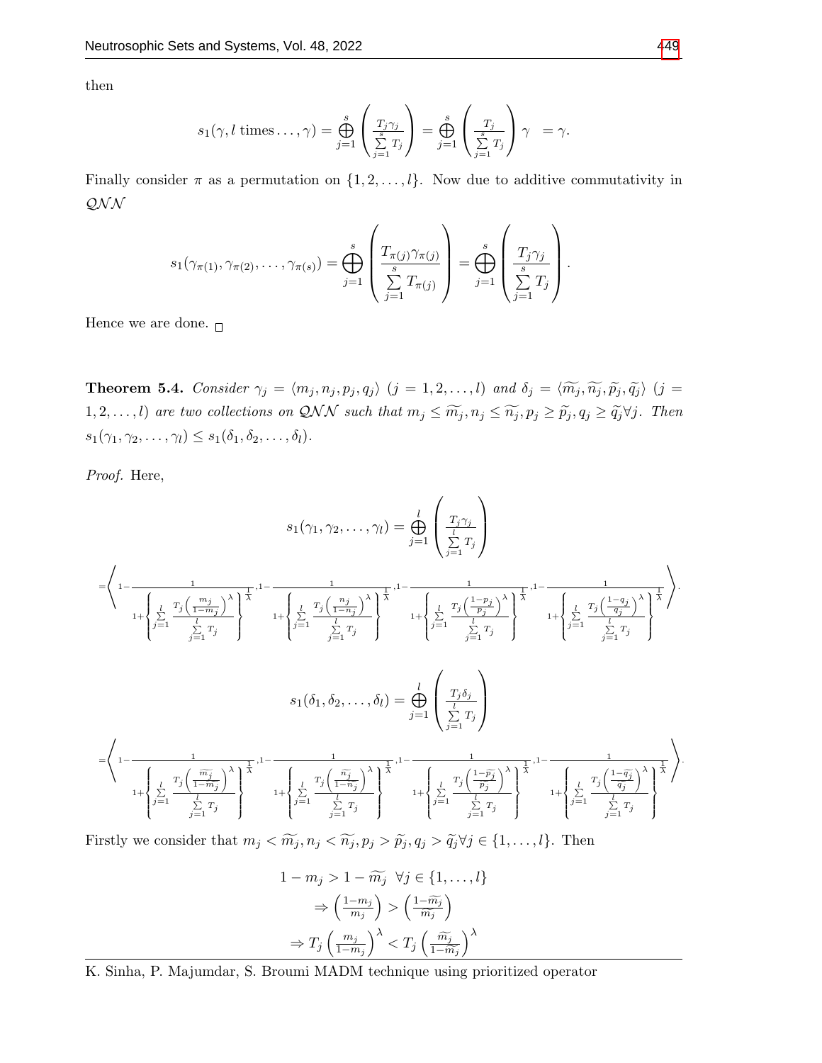then

$$s_1(\gamma, l \text{ times} \ldots, \gamma) = \bigoplus_{j=1}^{s} \left( \frac{T_j \gamma_j}{\sum\limits_{j=1}^{s} T_j} \right) = \bigoplus_{j=1}^{s} \left( \frac{T_j}{\sum\limits_{j=1}^{s} T_j} \right) \gamma \ = \gamma.$$

Finally consider $\pi$ as a permutation on $\{1, 2, \ldots, l\}$. Now due to additive commutativity in $\mathcal{QNN}$

$$s_1(\gamma_{\pi(1)}, \gamma_{\pi(2)}, \ldots, \gamma_{\pi(s)}) = \bigoplus_{j=1}^{s} \left( \frac{T_{\pi(j)} \gamma_{\pi(j)}}{\sum\limits_{j=1}^{s} T_{\pi(j)}} \right) = \bigoplus_{j=1}^{s} \left( \frac{T_j \gamma_j}{\sum\limits_{j=1}^{s} T_j} \right).$$

Hence we are done. □

**Theorem 5.4.** *Consider $\gamma_j = \langle m_j, n_j, p_j, q_j \rangle$ $(j = 1, 2, \ldots, l)$ and $\delta_j = \langle \widetilde{m_j}, \widetilde{n_j}, \widetilde{p_j}, \widetilde{q_j} \rangle$ $(j = 1, 2, \ldots, l)$ are two collections on $\mathcal{QNN}$ such that $m_j \leq \widetilde{m_j}, n_j \leq \widetilde{n_j}, p_j \geq \widetilde{p_j}, q_j \geq \widetilde{q_j} \forall j$. Then $s_1(\gamma_1, \gamma_2, \ldots, \gamma_l) \leq s_1(\delta_1, \delta_2, \ldots, \delta_l)$.*

*Proof.* Here,

$$s_1(\gamma_1, \gamma_2, \ldots, \gamma_l) = \bigoplus_{j=1}^{l} \left( \frac{T_j \gamma_j}{\sum\limits_{j=1}^{l} T_j} \right)$$

$$= \left\langle 1 - \frac{1}{1 + \left\{ \sum\limits_{j=1}^{l} \frac{T_j \left( \frac{m_j}{1 - m_j} \right)^{\lambda}}{\sum\limits_{j=1}^{l} T_j} \right\}^{\frac{1}{\lambda}}}, 1 - \frac{1}{1 + \left\{ \sum\limits_{j=1}^{l} \frac{T_j \left( \frac{n_j}{1 - n_j} \right)^{\lambda}}{\sum\limits_{j=1}^{l} T_j} \right\}^{\frac{1}{\lambda}}}, 1 - \frac{1}{1 + \left\{ \sum\limits_{j=1}^{l} \frac{T_j \left( \frac{1 - p_j}{p_j} \right)^{\lambda}}{\sum\limits_{j=1}^{l} T_j} \right\}^{\frac{1}{\lambda}}}, 1 - \frac{1}{1 + \left\{ \sum\limits_{j=1}^{l} \frac{T_j \left( \frac{1 - q_j}{q_j} \right)^{\lambda}}{\sum\limits_{j=1}^{l} T_j} \right\}^{\frac{1}{\lambda}}} \right\rangle.$$

$$s_1(\delta_1, \delta_2, \ldots, \delta_l) = \bigoplus_{j=1}^{l} \left( \frac{T_j \delta_j}{\sum\limits_{j=1}^{l} T_j} \right)$$

$$= \left\langle 1 - \frac{1}{1 + \left\{ \sum\limits_{j=1}^{l} \frac{T_j \left( \frac{\widetilde{m_j}}{1 - \widetilde{m_j}} \right)^{\lambda}}{\sum\limits_{j=1}^{l} T_j} \right\}^{\frac{1}{\lambda}}}, 1 - \frac{1}{1 + \left\{ \sum\limits_{j=1}^{l} \frac{T_j \left( \frac{\widetilde{n_j}}{1 - \widetilde{n_j}} \right)^{\lambda}}{\sum\limits_{j=1}^{l} T_j} \right\}^{\frac{1}{\lambda}}}, 1 - \frac{1}{1 + \left\{ \sum\limits_{j=1}^{l} \frac{T_j \left( \frac{1 - \widetilde{p_j}}{\widetilde{p_j}} \right)^{\lambda}}{\sum\limits_{j=1}^{l} T_j} \right\}^{\frac{1}{\lambda}}}, 1 - \frac{1}{1 + \left\{ \sum\limits_{j=1}^{l} \frac{T_j \left( \frac{1 - \widetilde{q_j}}{\widetilde{q_j}} \right)^{\lambda}}{\sum\limits_{j=1}^{l} T_j} \right\}^{\frac{1}{\lambda}}} \right\rangle.$$

Firstly we consider that $m_j < \widetilde{m_j}, n_j < \widetilde{n_j}, p_j > \widetilde{p_j}, q_j > \widetilde{q_j} \forall j \in \{1, \ldots, l\}$. Then

$$1 - m_j > 1 - \widetilde{m_j} \ \ \forall j \in \{1, \ldots, l\}$$
$$\Rightarrow \left( \frac{1 - m_j}{m_j} \right) > \left( \frac{1 - \widetilde{m_j}}{\widetilde{m_j}} \right)$$
$$\Rightarrow T_j \left( \frac{m_j}{1 - m_j} \right)^{\lambda} < T_j \left( \frac{\widetilde{m_j}}{1 - \widetilde{m_j}} \right)^{\lambda}$$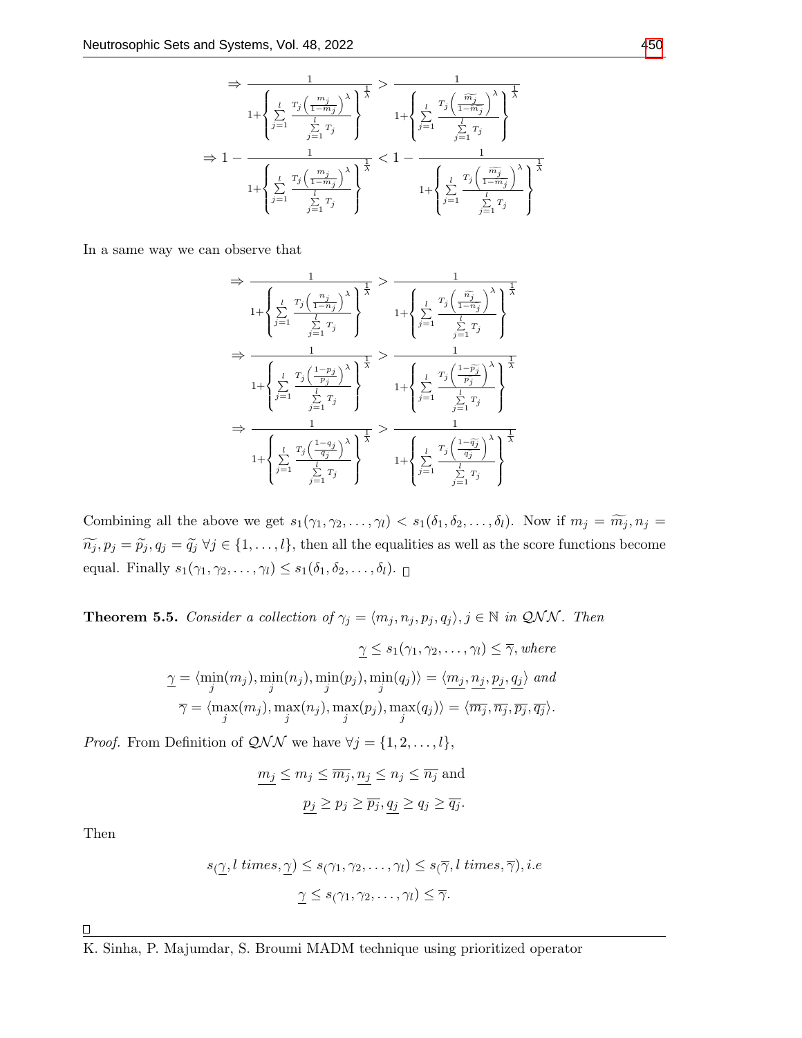$$\Rightarrow \frac{1}{1+\left\{\sum_{j=1}^{l} \frac{T_j\left(\frac{m_j}{1-m_j}\right)^{\lambda}}{\sum_{j=1}^{l} T_j}\right\}^{\frac{1}{\lambda}}} > \frac{1}{1+\left\{\sum_{j=1}^{l} \frac{T_j\left(\frac{\widetilde{m_j}}{1-\widetilde{m_j}}\right)^{\lambda}}{\sum_{j=1}^{l} T_j}\right\}^{\frac{1}{\lambda}}}$$

$$\Rightarrow 1-\frac{1}{1+\left\{\sum_{j=1}^{l} \frac{T_j\left(\frac{m_j}{1-m_j}\right)^{\lambda}}{\sum_{j=1}^{l} T_j}\right\}^{\frac{1}{\lambda}}} < 1-\frac{1}{1+\left\{\sum_{j=1}^{l} \frac{T_j\left(\frac{\widetilde{m_j}}{1-\widetilde{m_j}}\right)^{\lambda}}{\sum_{j=1}^{l} T_j}\right\}^{\frac{1}{\lambda}}}$$

In a same way we can observe that

$$\Rightarrow \frac{1}{1+\left\{\sum_{j=1}^{l} \frac{T_j\left(\frac{n_j}{1-n_j}\right)^{\lambda}}{\sum_{j=1}^{l} T_j}\right\}^{\frac{1}{\lambda}}} > \frac{1}{1+\left\{\sum_{j=1}^{l} \frac{T_j\left(\frac{\widetilde{n_j}}{1-\widetilde{n_j}}\right)^{\lambda}}{\sum_{j=1}^{l} T_j}\right\}^{\frac{1}{\lambda}}}$$

$$\Rightarrow \frac{1}{1+\left\{\sum_{j=1}^{l} \frac{T_j\left(\frac{1-p_j}{p_j}\right)^{\lambda}}{\sum_{j=1}^{l} T_j}\right\}^{\frac{1}{\lambda}}} > \frac{1}{1+\left\{\sum_{j=1}^{l} \frac{T_j\left(\frac{1-\widetilde{p_j}}{\widetilde{p_j}}\right)^{\lambda}}{\sum_{j=1}^{l} T_j}\right\}^{\frac{1}{\lambda}}}$$

$$\Rightarrow \frac{1}{1+\left\{\sum_{j=1}^{l} \frac{T_j\left(\frac{1-q_j}{q_j}\right)^{\lambda}}{\sum_{j=1}^{l} T_j}\right\}^{\frac{1}{\lambda}}} > \frac{1}{1+\left\{\sum_{j=1}^{l} \frac{T_j\left(\frac{1-\widetilde{q_j}}{\widetilde{q_j}}\right)^{\lambda}}{\sum_{j=1}^{l} T_j}\right\}^{\frac{1}{\lambda}}}$$

Combining all the above we get $s_1(\gamma_1, \gamma_2, \dots, \gamma_l) < s_1(\delta_1, \delta_2, \dots, \delta_l)$. Now if $m_j = \widetilde{m_j}, n_j = \widetilde{n_j}, p_j = \widetilde{p_j}, q_j = \widetilde{q_j}$ $\forall j \in \{1, \dots, l\}$, then all the equalities as well as the score functions become equal. Finally $s_1(\gamma_1, \gamma_2, \dots, \gamma_l) \leq s_1(\delta_1, \delta_2, \dots, \delta_l)$. □

**Theorem 5.5.** *Consider a collection of $\gamma_j = \langle m_j, n_j, p_j, q_j \rangle, j \in \mathbb{N}$ in $\mathcal{QNN}$. Then*

$$\underline{\gamma} \leq s_1(\gamma_1, \gamma_2, \dots, \gamma_l) \leq \overline{\gamma}, \text{ where}$$

$$\underline{\gamma} = \langle \min_j(m_j), \min_j(n_j), \min_j(p_j), \min_j(q_j) \rangle = \langle \underline{m_j}, \underline{n_j}, \underline{p_j}, \underline{q_j} \rangle \text{ and}$$

$$\overline{\gamma} = \langle \max_j(m_j), \max_j(n_j), \max_j(p_j), \max_j(q_j) \rangle = \langle \overline{m_j}, \overline{n_j}, \overline{p_j}, \overline{q_j} \rangle.$$

*Proof.* From Definition of $\mathcal{QNN}$ we have $\forall j = \{1, 2, \dots, l\}$,

$$\underline{m_j} \leq m_j \leq \overline{m_j}, \underline{n_j} \leq n_j \leq \overline{n_j} \text{ and}$$

$$\underline{p_j} \geq p_j \geq \overline{p_j}, \underline{q_j} \geq q_j \geq \overline{q_j}.$$

Then

$$s_(\underline{\gamma}, l \text{ times}, \underline{\gamma}) \leq s_(\gamma_1, \gamma_2, \dots, \gamma_l) \leq s_(\overline{\gamma}, l \text{ times}, \overline{\gamma}), i.e$$

$$\underline{\gamma} \leq s_(\gamma_1, \gamma_2, \dots, \gamma_l) \leq \overline{\gamma}.$$

□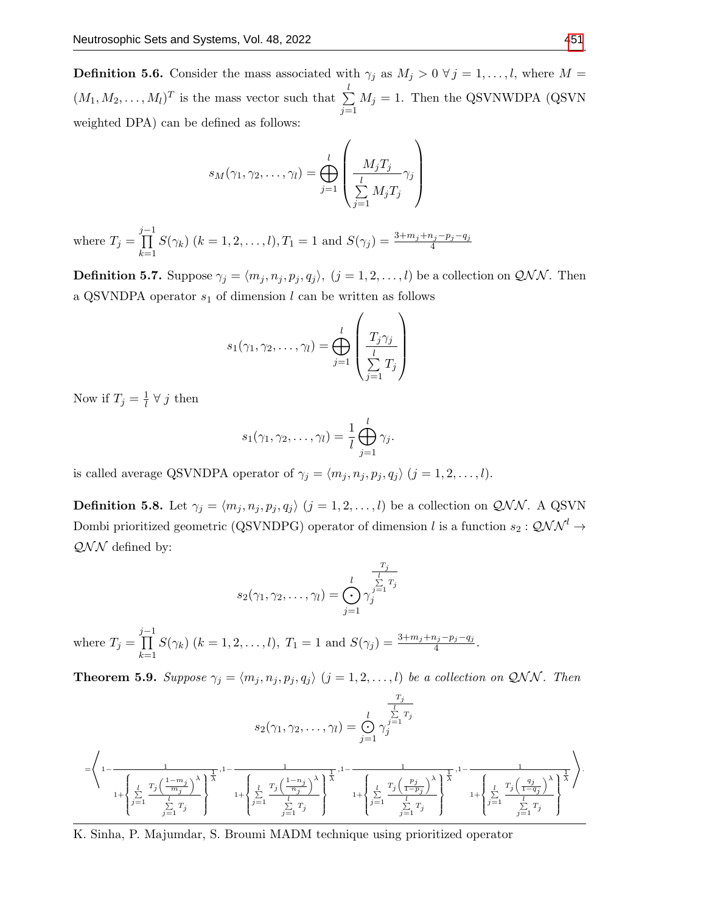**Definition 5.6.** Consider the mass associated with $\gamma_j$ as $M_j > 0\ \forall\, j = 1, \ldots, l$, where $M = (M_1, M_2, \ldots, M_l)^T$ is the mass vector such that $\sum_{j=1}^{l} M_j = 1$. Then the QSVNWDPA (QSVN weighted DPA) can be defined as follows:

$$s_M(\gamma_1, \gamma_2, \ldots, \gamma_l) = \bigoplus_{j=1}^{l} \left( \frac{M_j T_j}{\sum_{j=1}^{l} M_j T_j} \gamma_j \right)$$

where $T_j = \prod_{k=1}^{j-1} S(\gamma_k)\ (k = 1, 2, \ldots, l), T_1 = 1$ and $S(\gamma_j) = \frac{3+m_j+n_j-p_j-q_j}{4}$

**Definition 5.7.** Suppose $\gamma_j = \langle m_j, n_j, p_j, q_j \rangle,\ (j = 1, 2, \ldots, l)$ be a collection on $\mathcal{QNN}$. Then a QSVNDPA operator $s_1$ of dimension $l$ can be written as follows

$$s_1(\gamma_1, \gamma_2, \ldots, \gamma_l) = \bigoplus_{j=1}^{l} \left( \frac{T_j \gamma_j}{\sum_{j=1}^{l} T_j} \right)$$

Now if $T_j = \frac{1}{l}\ \forall\, j$ then

$$s_1(\gamma_1, \gamma_2, \ldots, \gamma_l) = \frac{1}{l} \bigoplus_{j=1}^{l} \gamma_j.$$

is called average QSVNDPA operator of $\gamma_j = \langle m_j, n_j, p_j, q_j \rangle\ (j = 1, 2, \ldots, l)$.

**Definition 5.8.** Let $\gamma_j = \langle m_j, n_j, p_j, q_j \rangle\ (j = 1, 2, \ldots, l)$ be a collection on $\mathcal{QNN}$. A QSVN Dombi prioritized geometric (QSVNDPG) operator of dimension $l$ is a function $s_2 : \mathcal{QNN}^l \rightarrow \mathcal{QNN}$ defined by:

$$s_2(\gamma_1, \gamma_2, \ldots, \gamma_l) = \bigodot_{j=1}^{l} \gamma_j^{\frac{T_j}{\sum_{j=1}^{l} T_j}}$$

where $T_j = \prod_{k=1}^{j-1} S(\gamma_k)\ (k = 1, 2, \ldots, l),\ T_1 = 1$ and $S(\gamma_j) = \frac{3+m_j+n_j-p_j-q_j}{4}$.

**Theorem 5.9.** *Suppose $\gamma_j = \langle m_j, n_j, p_j, q_j \rangle\ (j = 1, 2, \ldots, l)$ be a collection on $\mathcal{QNN}$. Then*

$$s_2(\gamma_1, \gamma_2, \ldots, \gamma_l) = \bigodot_{j=1}^{l} \gamma_j^{\frac{T_j}{\sum_{j=1}^{l} T_j}}$$

$$= \left\langle 1 - \frac{1}{1 + \left\{ \sum_{j=1}^{l} \frac{T_j \left( \frac{1-m_j}{m_j} \right)^{\lambda}}{\sum_{j=1}^{l} T_j} \right\}^{\frac{1}{\lambda}}}, 1 - \frac{1}{1 + \left\{ \sum_{j=1}^{l} \frac{T_j \left( \frac{1-n_j}{n_j} \right)^{\lambda}}{\sum_{j=1}^{l} T_j} \right\}^{\frac{1}{\lambda}}}, 1 - \frac{1}{1 + \left\{ \sum_{j=1}^{l} \frac{T_j \left( \frac{p_j}{1-p_j} \right)^{\lambda}}{\sum_{j=1}^{l} T_j} \right\}^{\frac{1}{\lambda}}}, 1 - \frac{1}{1 + \left\{ \sum_{j=1}^{l} \frac{T_j \left( \frac{q_j}{1-q_j} \right)^{\lambda}}{\sum_{j=1}^{l} T_j} \right\}^{\frac{1}{\lambda}}} \right\rangle.$$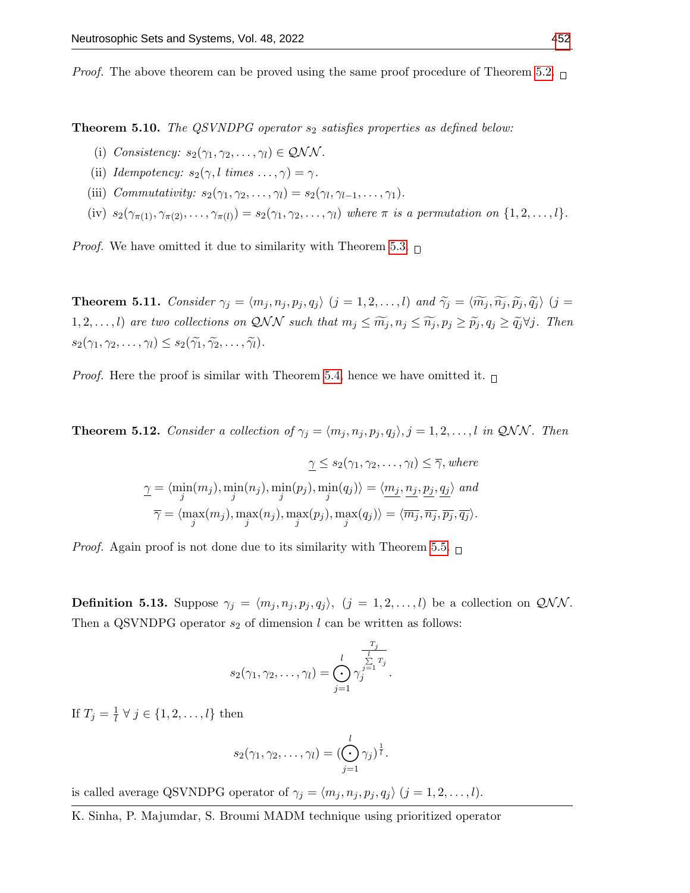*Proof.* The above theorem can be proved using the same proof procedure of Theorem 5.2. □

**Theorem 5.10.** *The QSVNDPG operator $s_2$ satisfies properties as defined below:*

(i) *Consistency:* $s_2(\gamma_1, \gamma_2, \ldots, \gamma_l) \in \mathcal{QNN}$.

(ii) *Idempotency:* $s_2(\gamma, l \text{ times } \ldots, \gamma) = \gamma$.

(iii) *Commutativity:* $s_2(\gamma_1, \gamma_2, \ldots, \gamma_l) = s_2(\gamma_l, \gamma_{l-1}, \ldots, \gamma_1)$.

(iv) $s_2(\gamma_{\pi(1)}, \gamma_{\pi(2)}, \ldots, \gamma_{\pi(l)}) = s_2(\gamma_1, \gamma_2, \ldots, \gamma_l)$ *where $\pi$ is a permutation on* $\{1, 2, \ldots, l\}$.

*Proof.* We have omitted it due to similarity with Theorem 5.3. □

**Theorem 5.11.** *Consider $\gamma_j = \langle m_j, n_j, p_j, q_j \rangle$ $(j = 1, 2, \ldots, l)$ and $\widetilde{\gamma_j} = \langle \widetilde{m_j}, \widetilde{n_j}, \widetilde{p_j}, \widetilde{q_j} \rangle$ $(j = 1, 2, \ldots, l)$ are two collections on $\mathcal{QNN}$ such that $m_j \leq \widetilde{m_j}, n_j \leq \widetilde{n_j}, p_j \geq \widetilde{p_j}, q_j \geq \widetilde{q_j} \forall j$. Then $s_2(\gamma_1, \gamma_2, \ldots, \gamma_l) \leq s_2(\widetilde{\gamma_1}, \widetilde{\gamma_2}, \ldots, \widetilde{\gamma_l})$.*

*Proof.* Here the proof is similar with Theorem 5.4, hence we have omitted it. □

**Theorem 5.12.** *Consider a collection of $\gamma_j = \langle m_j, n_j, p_j, q_j \rangle, j = 1, 2, \ldots, l$ in $\mathcal{QNN}$. Then*

$$\underline{\gamma} \leq s_2(\gamma_1, \gamma_2, \ldots, \gamma_l) \leq \overline{\gamma}, \text{ where}$$

$$\underline{\gamma} = \langle \min_j(m_j), \min_j(n_j), \min_j(p_j), \min_j(q_j) \rangle = \langle \underline{m_j}, \underline{n_j}, \underline{p_j}, \underline{q_j} \rangle \text{ and}$$

$$\overline{\gamma} = \langle \max_j(m_j), \max_j(n_j), \max_j(p_j), \max_j(q_j) \rangle = \langle \overline{m_j}, \overline{n_j}, \overline{p_j}, \overline{q_j} \rangle.$$

*Proof.* Again proof is not done due to its similarity with Theorem 5.5. □

**Definition 5.13.** Suppose $\gamma_j = \langle m_j, n_j, p_j, q_j \rangle$, $(j = 1, 2, \ldots, l)$ be a collection on $\mathcal{QNN}$. Then a QSVNDPG operator $s_2$ of dimension $l$ can be written as follows:

$$s_2(\gamma_1, \gamma_2, \ldots, \gamma_l) = \bigodot_{j=1}^{l} \gamma_j^{\frac{T_j}{\sum_{j=1}^{l} T_j}}.$$

If $T_j = \frac{1}{l} \; \forall \; j \in \{1, 2, \ldots, l\}$ then

$$s_2(\gamma_1, \gamma_2, \ldots, \gamma_l) = (\bigodot_{j=1}^{l} \gamma_j)^{\frac{1}{l}}.$$

is called average QSVNDPG operator of $\gamma_j = \langle m_j, n_j, p_j, q_j \rangle$ $(j = 1, 2, \ldots, l)$.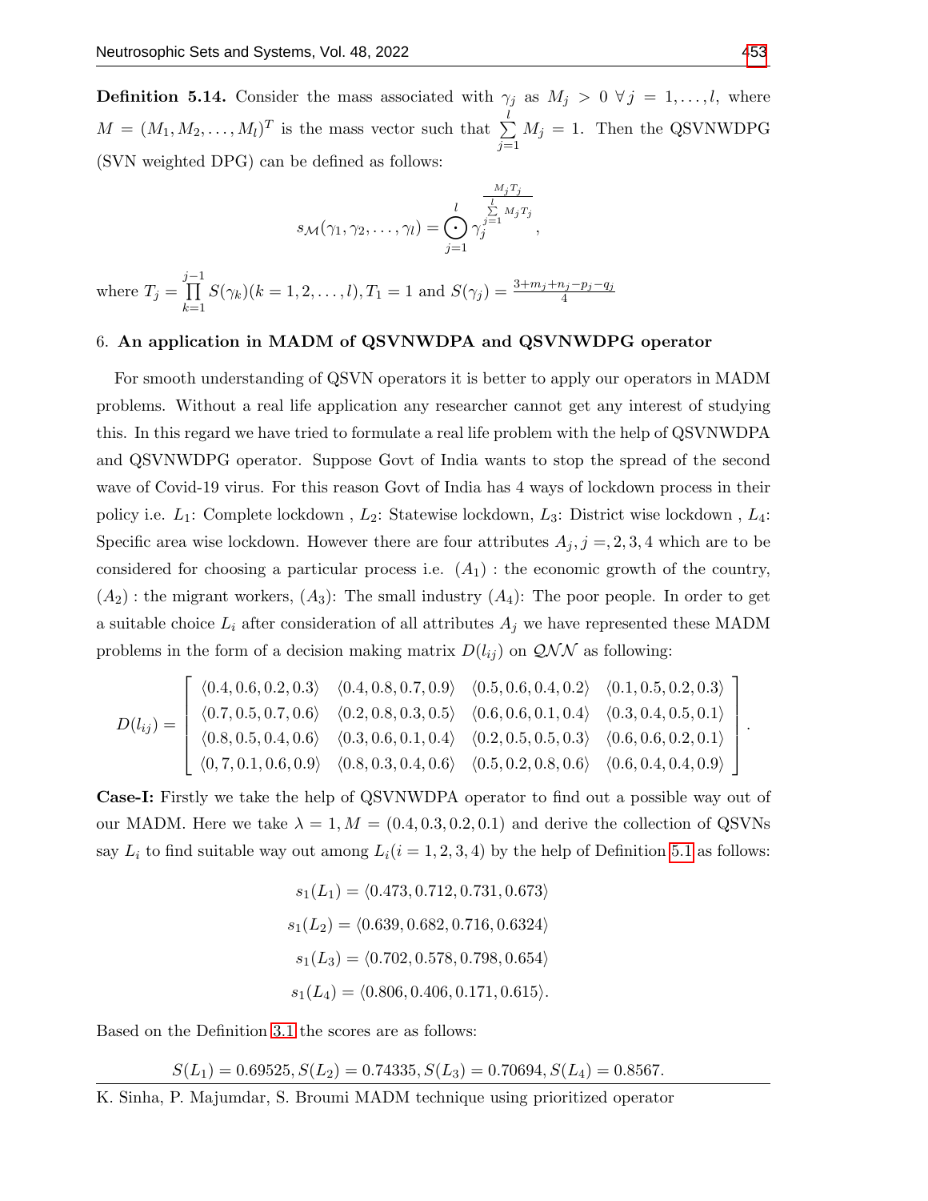**Definition 5.14.** Consider the mass associated with $\gamma_j$ as $M_j > 0 \;\forall\, j = 1, \ldots, l$, where $M = (M_1, M_2, \ldots, M_l)^T$ is the mass vector such that $\sum_{j=1}^{l} M_j = 1$. Then the QSVNWDPG (SVN weighted DPG) can be defined as follows:

$$s_{\mathcal{M}}(\gamma_1, \gamma_2, \ldots, \gamma_l) = \bigodot_{j=1}^{l} \gamma_j^{\frac{M_j T_j}{\sum_{j=1}^{l} M_j T_j}},$$

where $T_j = \prod_{k=1}^{j-1} S(\gamma_k)(k = 1, 2, \ldots, l), T_1 = 1$ and $S(\gamma_j) = \frac{3+m_j+n_j-p_j-q_j}{4}$

## 6. An application in MADM of QSVNWDPA and QSVNWDPG operator

For smooth understanding of QSVN operators it is better to apply our operators in MADM problems. Without a real life application any researcher cannot get any interest of studying this. In this regard we have tried to formulate a real life problem with the help of QSVNWDPA and QSVNWDPG operator. Suppose Govt of India wants to stop the spread of the second wave of Covid-19 virus. For this reason Govt of India has 4 ways of lockdown process in their policy i.e. $L_1$: Complete lockdown , $L_2$: Statewise lockdown, $L_3$: District wise lockdown , $L_4$: Specific area wise lockdown. However there are four attributes $A_j, j =, 2, 3, 4$ which are to be considered for choosing a particular process i.e. $(A_1)$ : the economic growth of the country, $(A_2)$ : the migrant workers, $(A_3)$: The small industry $(A_4)$: The poor people. In order to get a suitable choice $L_i$ after consideration of all attributes $A_j$ we have represented these MADM problems in the form of a decision making matrix $D(l_{ij})$ on $\mathcal{QNN}$ as following:

$$D(l_{ij}) = \begin{bmatrix} \langle 0.4, 0.6, 0.2, 0.3 \rangle & \langle 0.4, 0.8, 0.7, 0.9 \rangle & \langle 0.5, 0.6, 0.4, 0.2 \rangle & \langle 0.1, 0.5, 0.2, 0.3 \rangle \\ \langle 0.7, 0.5, 0.7, 0.6 \rangle & \langle 0.2, 0.8, 0.3, 0.5 \rangle & \langle 0.6, 0.6, 0.1, 0.4 \rangle & \langle 0.3, 0.4, 0.5, 0.1 \rangle \\ \langle 0.8, 0.5, 0.4, 0.6 \rangle & \langle 0.3, 0.6, 0.1, 0.4 \rangle & \langle 0.2, 0.5, 0.5, 0.3 \rangle & \langle 0.6, 0.6, 0.2, 0.1 \rangle \\ \langle 0, 7, 0.1, 0.6, 0.9 \rangle & \langle 0.8, 0.3, 0.4, 0.6 \rangle & \langle 0.5, 0.2, 0.8, 0.6 \rangle & \langle 0.6, 0.4, 0.4, 0.9 \rangle \end{bmatrix}.$$

**Case-I:** Firstly we take the help of QSVNWDPA operator to find out a possible way out of our MADM. Here we take $\lambda = 1, M = (0.4, 0.3, 0.2, 0.1)$ and derive the collection of QSVNs say $L_i$ to find suitable way out among $L_i(i = 1, 2, 3, 4)$ by the help of Definition 5.1 as follows:

$$s_1(L_1) = \langle 0.473, 0.712, 0.731, 0.673 \rangle$$

$$s_1(L_2) = \langle 0.639, 0.682, 0.716, 0.6324 \rangle$$

$$s_1(L_3) = \langle 0.702, 0.578, 0.798, 0.654 \rangle$$

$$s_1(L_4) = \langle 0.806, 0.406, 0.171, 0.615 \rangle.$$

Based on the Definition 3.1 the scores are as follows:

$$S(L_1) = 0.69525, S(L_2) = 0.74335, S(L_3) = 0.70694, S(L_4) = 0.8567.$$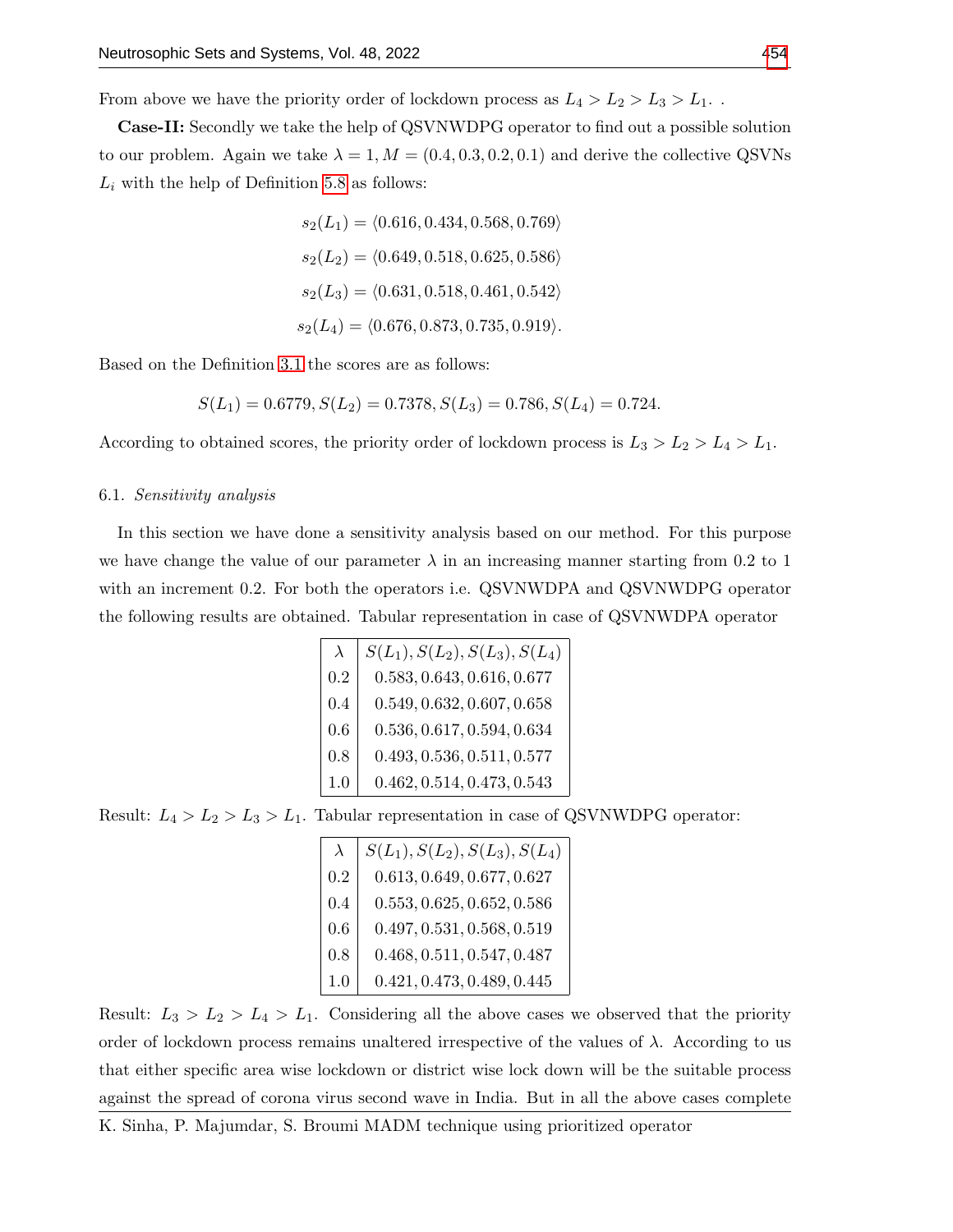From above we have the priority order of lockdown process as $L_4 > L_2 > L_3 > L_1$. .

**Case-II:** Secondly we take the help of QSVNWDPG operator to find out a possible solution to our problem. Again we take $\lambda = 1, M = (0.4, 0.3, 0.2, 0.1)$ and derive the collective QSVNs $L_i$ with the help of Definition 5.8 as follows:

$$s_2(L_1) = \langle 0.616, 0.434, 0.568, 0.769 \rangle$$

$$s_2(L_2) = \langle 0.649, 0.518, 0.625, 0.586 \rangle$$

$$s_2(L_3) = \langle 0.631, 0.518, 0.461, 0.542 \rangle$$

$$s_2(L_4) = \langle 0.676, 0.873, 0.735, 0.919 \rangle.$$

Based on the Definition 3.1 the scores are as follows:

$$S(L_1) = 0.6779, S(L_2) = 0.7378, S(L_3) = 0.786, S(L_4) = 0.724.$$

According to obtained scores, the priority order of lockdown process is $L_3 > L_2 > L_4 > L_1$.

### 6.1. *Sensitivity analysis*

In this section we have done a sensitivity analysis based on our method. For this purpose we have change the value of our parameter $\lambda$ in an increasing manner starting from 0.2 to 1 with an increment 0.2. For both the operators i.e. QSVNWDPA and QSVNWDPG operator the following results are obtained. Tabular representation in case of QSVNWDPA operator

| $\lambda$ | $S(L_1), S(L_2), S(L_3), S(L_4)$ |
|---|---|
| 0.2 | $0.583, 0.643, 0.616, 0.677$ |
| 0.4 | $0.549, 0.632, 0.607, 0.658$ |
| 0.6 | $0.536, 0.617, 0.594, 0.634$ |
| 0.8 | $0.493, 0.536, 0.511, 0.577$ |
| 1.0 | $0.462, 0.514, 0.473, 0.543$ |

Result: $L_4 > L_2 > L_3 > L_1$. Tabular representation in case of QSVNWDPG operator:

| $\lambda$ | $S(L_1), S(L_2), S(L_3), S(L_4)$ |
|---|---|
| 0.2 | $0.613, 0.649, 0.677, 0.627$ |
| 0.4 | $0.553, 0.625, 0.652, 0.586$ |
| 0.6 | $0.497, 0.531, 0.568, 0.519$ |
| 0.8 | $0.468, 0.511, 0.547, 0.487$ |
| 1.0 | $0.421, 0.473, 0.489, 0.445$ |

Result: $L_3 > L_2 > L_4 > L_1$. Considering all the above cases we observed that the priority order of lockdown process remains unaltered irrespective of the values of $\lambda$. According to us that either specific area wise lockdown or district wise lock down will be the suitable process against the spread of corona virus second wave in India. But in all the above cases complete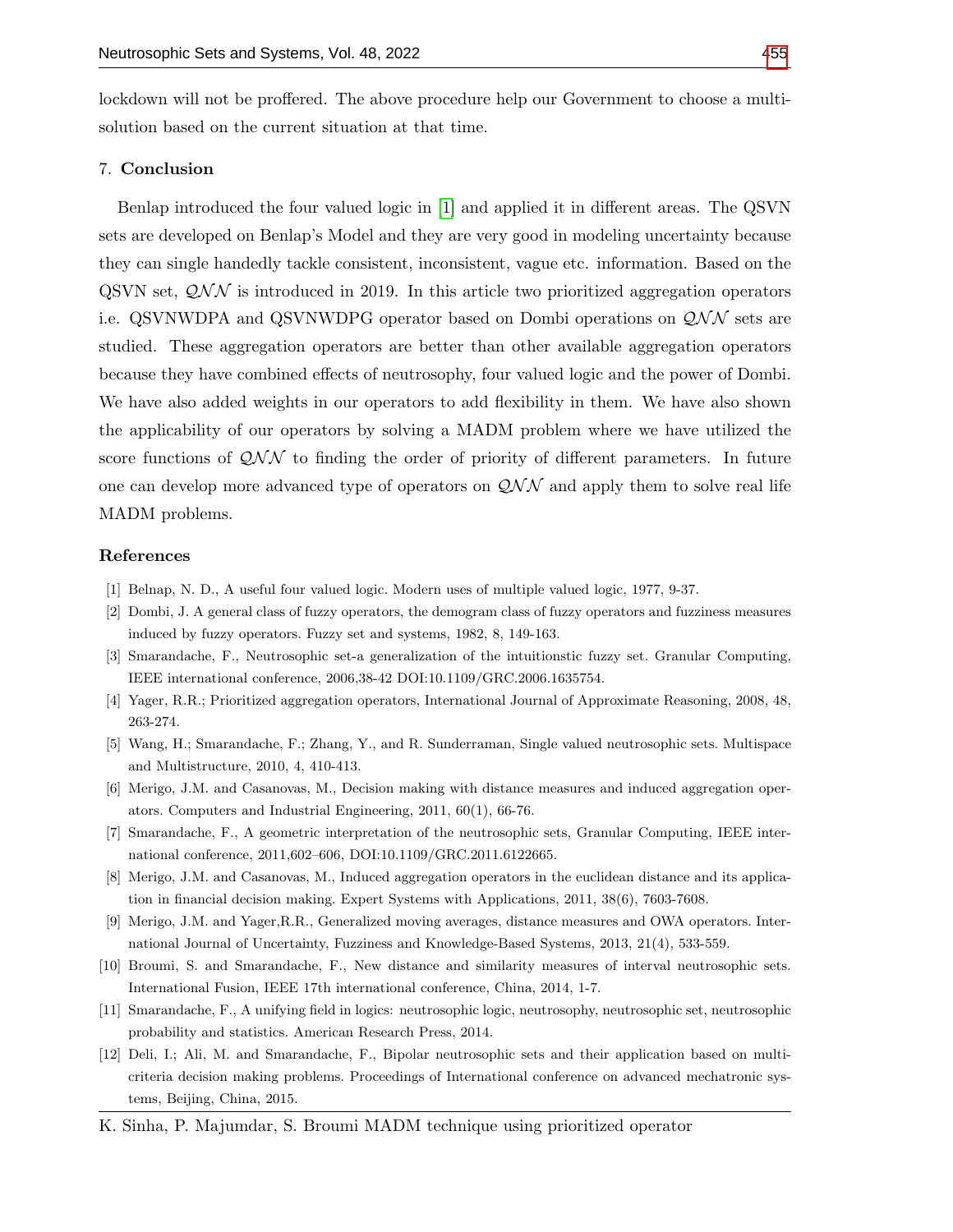lockdown will not be proffered. The above procedure help our Government to choose a multi-solution based on the current situation at that time.

## 7. Conclusion

Benlap introduced the four valued logic in [1] and applied it in different areas. The QSVN sets are developed on Benlap's Model and they are very good in modeling uncertainty because they can single handedly tackle consistent, inconsistent, vague etc. information. Based on the QSVN set, $\mathcal{QNN}$ is introduced in 2019. In this article two prioritized aggregation operators i.e. QSVNWDPA and QSVNWDPG operator based on Dombi operations on $\mathcal{QNN}$ sets are studied. These aggregation operators are better than other available aggregation operators because they have combined effects of neutrosophy, four valued logic and the power of Dombi. We have also added weights in our operators to add flexibility in them. We have also shown the applicability of our operators by solving a MADM problem where we have utilized the score functions of $\mathcal{QNN}$ to finding the order of priority of different parameters. In future one can develop more advanced type of operators on $\mathcal{QNN}$ and apply them to solve real life MADM problems.

## References

[1] Belnap, N. D., A useful four valued logic. Modern uses of multiple valued logic, 1977, 9-37.

[2] Dombi, J. A general class of fuzzy operators, the demogram class of fuzzy operators and fuzziness measures induced by fuzzy operators. Fuzzy set and systems, 1982, 8, 149-163.

[3] Smarandache, F., Neutrosophic set-a generalization of the intuitionstic fuzzy set. Granular Computing, IEEE international conference, 2006,38-42 DOI:10.1109/GRC.2006.1635754.

[4] Yager, R.R.; Prioritized aggregation operators, International Journal of Approximate Reasoning, 2008, 48, 263-274.

[5] Wang, H.; Smarandache, F.; Zhang, Y., and R. Sunderraman, Single valued neutrosophic sets. Multispace and Multistructure, 2010, 4, 410-413.

[6] Merigo, J.M. and Casanovas, M., Decision making with distance measures and induced aggregation operators. Computers and Industrial Engineering, 2011, 60(1), 66-76.

[7] Smarandache, F., A geometric interpretation of the neutrosophic sets, Granular Computing, IEEE international conference, 2011,602–606, DOI:10.1109/GRC.2011.6122665.

[8] Merigo, J.M. and Casanovas, M., Induced aggregation operators in the euclidean distance and its application in financial decision making. Expert Systems with Applications, 2011, 38(6), 7603-7608.

[9] Merigo, J.M. and Yager,R.R., Generalized moving averages, distance measures and OWA operators. International Journal of Uncertainty, Fuzziness and Knowledge-Based Systems, 2013, 21(4), 533-559.

[10] Broumi, S. and Smarandache, F., New distance and similarity measures of interval neutrosophic sets. International Fusion, IEEE 17th international conference, China, 2014, 1-7.

[11] Smarandache, F., A unifying field in logics: neutrosophic logic, neutrosophy, neutrosophic set, neutrosophic probability and statistics. American Research Press, 2014.

[12] Deli, I.; Ali, M. and Smarandache, F., Bipolar neutrosophic sets and their application based on multi-criteria decision making problems. Proceedings of International conference on advanced mechatronic systems, Beijing, China, 2015.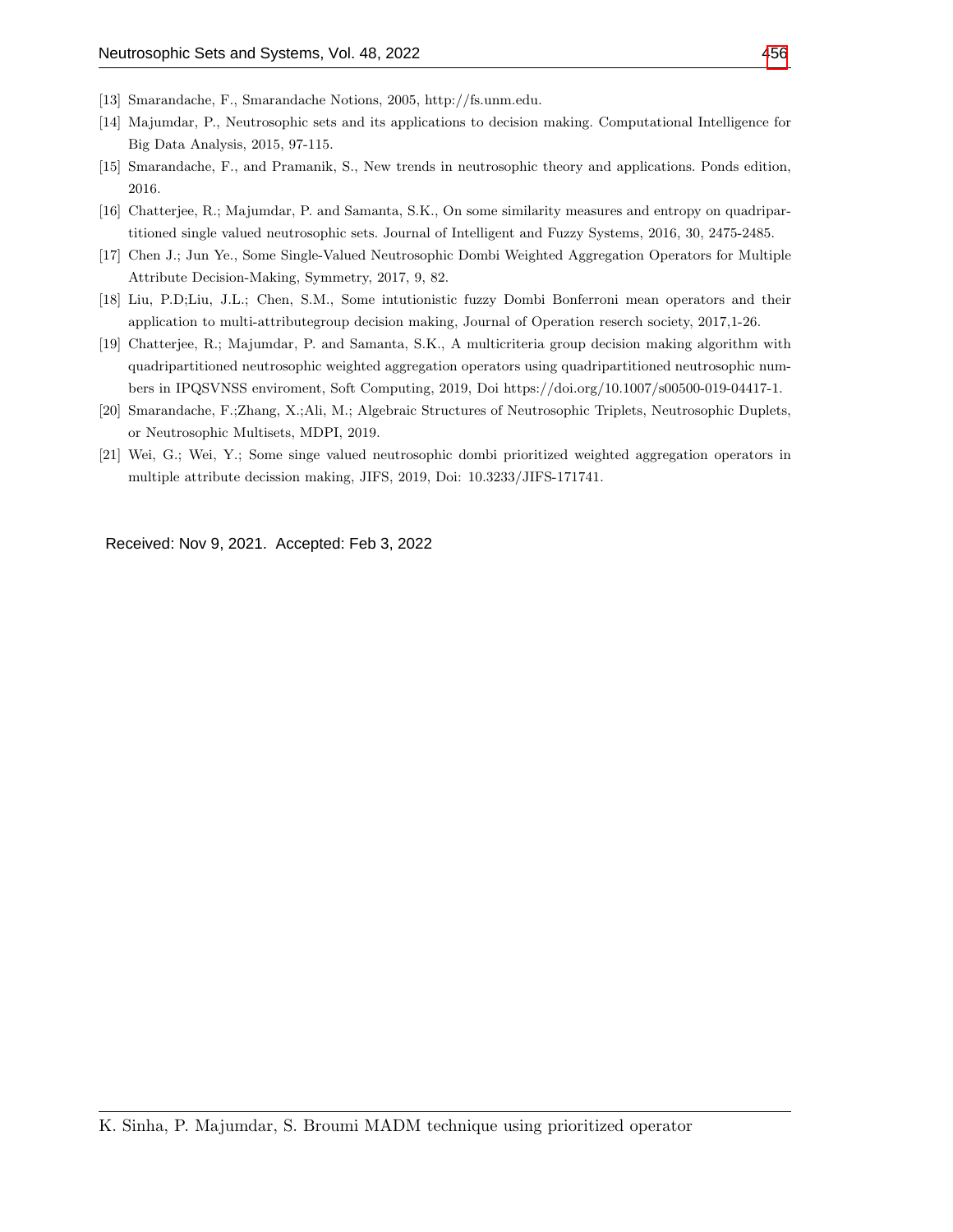[13] Smarandache, F., Smarandache Notions, 2005, http://fs.unm.edu.

[14] Majumdar, P., Neutrosophic sets and its applications to decision making. Computational Intelligence for Big Data Analysis, 2015, 97-115.

[15] Smarandache, F., and Pramanik, S., New trends in neutrosophic theory and applications. Ponds edition, 2016.

[16] Chatterjee, R.; Majumdar, P. and Samanta, S.K., On some similarity measures and entropy on quadripartitioned single valued neutrosophic sets. Journal of Intelligent and Fuzzy Systems, 2016, 30, 2475-2485.

[17] Chen J.; Jun Ye., Some Single-Valued Neutrosophic Dombi Weighted Aggregation Operators for Multiple Attribute Decision-Making, Symmetry, 2017, 9, 82.

[18] Liu, P.D;Liu, J.L.; Chen, S.M., Some intutionistic fuzzy Dombi Bonferroni mean operators and their application to multi-attributegroup decision making, Journal of Operation reserch society, 2017,1-26.

[19] Chatterjee, R.; Majumdar, P. and Samanta, S.K., A multicriteria group decision making algorithm with quadripartitioned neutrosophic weighted aggregation operators using quadripartitioned neutrosophic numbers in IPQSVNSS enviroment, Soft Computing, 2019, Doi https://doi.org/10.1007/s00500-019-04417-1.

[20] Smarandache, F.;Zhang, X.;Ali, M.; Algebraic Structures of Neutrosophic Triplets, Neutrosophic Duplets, or Neutrosophic Multisets, MDPI, 2019.

[21] Wei, G.; Wei, Y.; Some singe valued neutrosophic dombi prioritized weighted aggregation operators in multiple attribute decission making, JIFS, 2019, Doi: 10.3233/JIFS-171741.

Received: Nov 9, 2021. Accepted: Feb 3, 2022